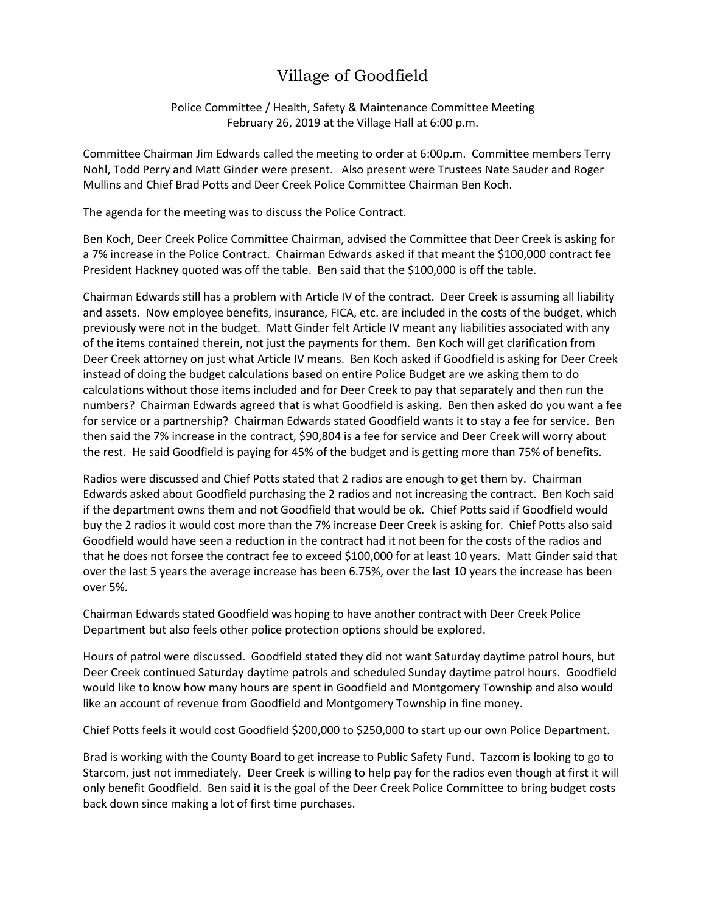# Village of Goodfield

Police Committee / Health, Safety & Maintenance Committee Meeting
February 26, 2019 at the Village Hall at 6:00 p.m.

Committee Chairman Jim Edwards called the meeting to order at 6:00p.m. Committee members Terry Nohl, Todd Perry and Matt Ginder were present. Also present were Trustees Nate Sauder and Roger Mullins and Chief Brad Potts and Deer Creek Police Committee Chairman Ben Koch.

The agenda for the meeting was to discuss the Police Contract.

Ben Koch, Deer Creek Police Committee Chairman, advised the Committee that Deer Creek is asking for a 7% increase in the Police Contract. Chairman Edwards asked if that meant the $100,000 contract fee President Hackney quoted was off the table. Ben said that the $100,000 is off the table.

Chairman Edwards still has a problem with Article IV of the contract. Deer Creek is assuming all liability and assets. Now employee benefits, insurance, FICA, etc. are included in the costs of the budget, which previously were not in the budget. Matt Ginder felt Article IV meant any liabilities associated with any of the items contained therein, not just the payments for them. Ben Koch will get clarification from Deer Creek attorney on just what Article IV means. Ben Koch asked if Goodfield is asking for Deer Creek instead of doing the budget calculations based on entire Police Budget are we asking them to do calculations without those items included and for Deer Creek to pay that separately and then run the numbers? Chairman Edwards agreed that is what Goodfield is asking. Ben then asked do you want a fee for service or a partnership? Chairman Edwards stated Goodfield wants it to stay a fee for service. Ben then said the 7% increase in the contract, $90,804 is a fee for service and Deer Creek will worry about the rest. He said Goodfield is paying for 45% of the budget and is getting more than 75% of benefits.

Radios were discussed and Chief Potts stated that 2 radios are enough to get them by. Chairman Edwards asked about Goodfield purchasing the 2 radios and not increasing the contract. Ben Koch said if the department owns them and not Goodfield that would be ok. Chief Potts said if Goodfield would buy the 2 radios it would cost more than the 7% increase Deer Creek is asking for. Chief Potts also said Goodfield would have seen a reduction in the contract had it not been for the costs of the radios and that he does not forsee the contract fee to exceed $100,000 for at least 10 years. Matt Ginder said that over the last 5 years the average increase has been 6.75%, over the last 10 years the increase has been over 5%.

Chairman Edwards stated Goodfield was hoping to have another contract with Deer Creek Police Department but also feels other police protection options should be explored.

Hours of patrol were discussed. Goodfield stated they did not want Saturday daytime patrol hours, but Deer Creek continued Saturday daytime patrols and scheduled Sunday daytime patrol hours. Goodfield would like to know how many hours are spent in Goodfield and Montgomery Township and also would like an account of revenue from Goodfield and Montgomery Township in fine money.

Chief Potts feels it would cost Goodfield $200,000 to $250,000 to start up our own Police Department.

Brad is working with the County Board to get increase to Public Safety Fund. Tazcom is looking to go to Starcom, just not immediately. Deer Creek is willing to help pay for the radios even though at first it will only benefit Goodfield. Ben said it is the goal of the Deer Creek Police Committee to bring budget costs back down since making a lot of first time purchases.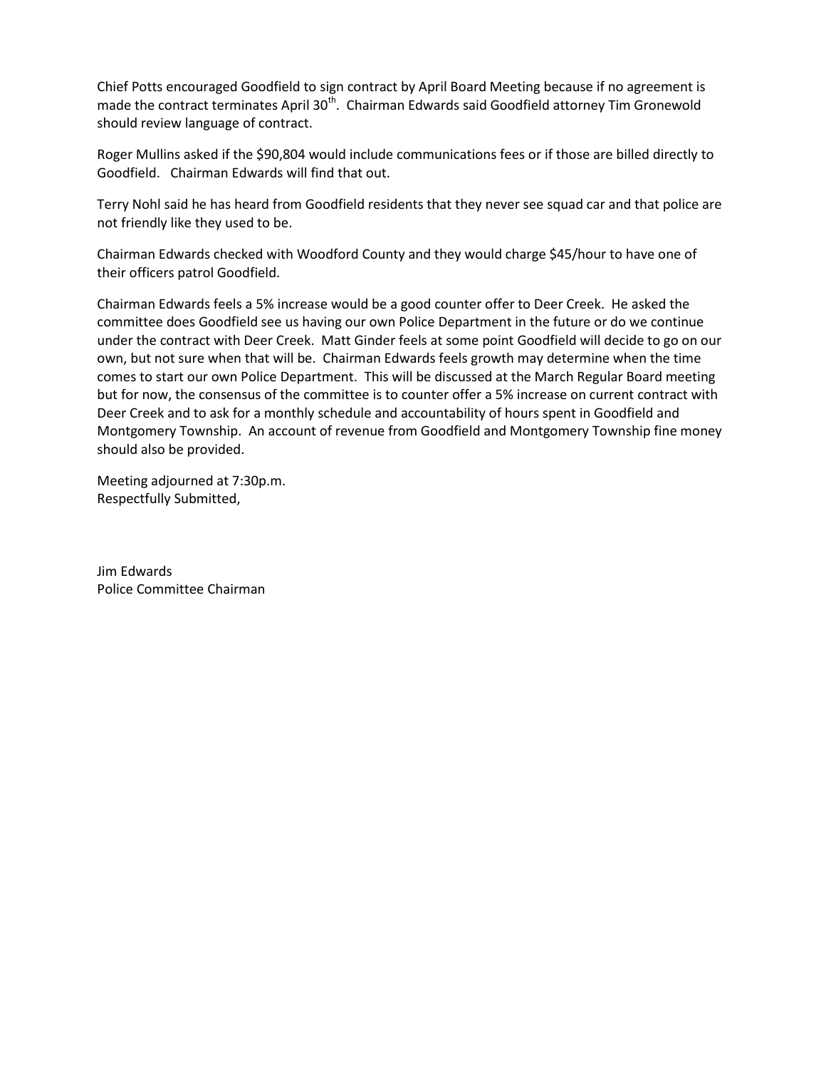Chief Potts encouraged Goodfield to sign contract by April Board Meeting because if no agreement is made the contract terminates April 30th. Chairman Edwards said Goodfield attorney Tim Gronewold should review language of contract.

Roger Mullins asked if the $90,804 would include communications fees or if those are billed directly to Goodfield. Chairman Edwards will find that out.

Terry Nohl said he has heard from Goodfield residents that they never see squad car and that police are not friendly like they used to be.

Chairman Edwards checked with Woodford County and they would charge $45/hour to have one of their officers patrol Goodfield.

Chairman Edwards feels a 5% increase would be a good counter offer to Deer Creek. He asked the committee does Goodfield see us having our own Police Department in the future or do we continue under the contract with Deer Creek. Matt Ginder feels at some point Goodfield will decide to go on our own, but not sure when that will be. Chairman Edwards feels growth may determine when the time comes to start our own Police Department. This will be discussed at the March Regular Board meeting but for now, the consensus of the committee is to counter offer a 5% increase on current contract with Deer Creek and to ask for a monthly schedule and accountability of hours spent in Goodfield and Montgomery Township. An account of revenue from Goodfield and Montgomery Township fine money should also be provided.

Meeting adjourned at 7:30p.m.
Respectfully Submitted,

Jim Edwards
Police Committee Chairman